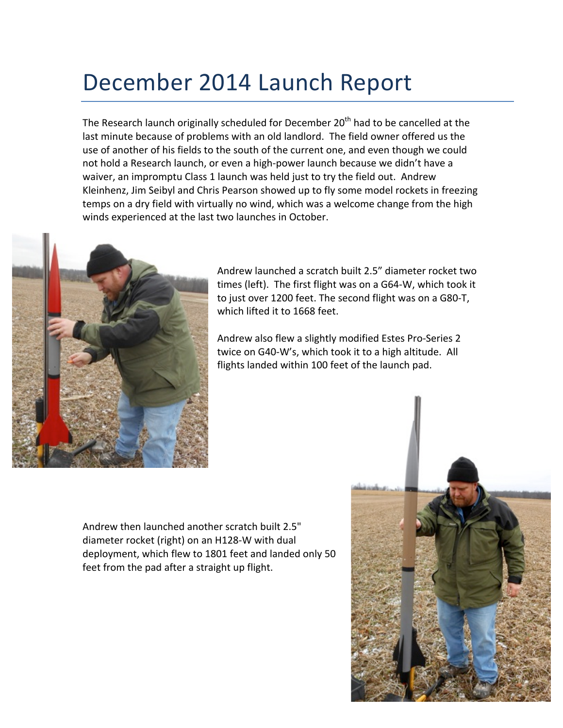# December 2014 Launch Report

The Research launch originally scheduled for December 20th had to be cancelled at the last minute because of problems with an old landlord. The field owner offered us the use of another of his fields to the south of the current one, and even though we could not hold a Research launch, or even a high-power launch because we didn't have a waiver, an impromptu Class 1 launch was held just to try the field out. Andrew Kleinhenz, Jim Seibyl and Chris Pearson showed up to fly some model rockets in freezing temps on a dry field with virtually no wind, which was a welcome change from the high winds experienced at the last two launches in October.

Andrew launched a scratch built 2.5" diameter rocket two times (left). The first flight was on a G64-W, which took it to just over 1200 feet. The second flight was on a G80-T, which lifted it to 1668 feet.

Andrew also flew a slightly modified Estes Pro-Series 2 twice on G40-W's, which took it to a high altitude. All flights landed within 100 feet of the launch pad.

Andrew then launched another scratch built 2.5" diameter rocket (right) on an H128-W with dual deployment, which flew to 1801 feet and landed only 50 feet from the pad after a straight up flight.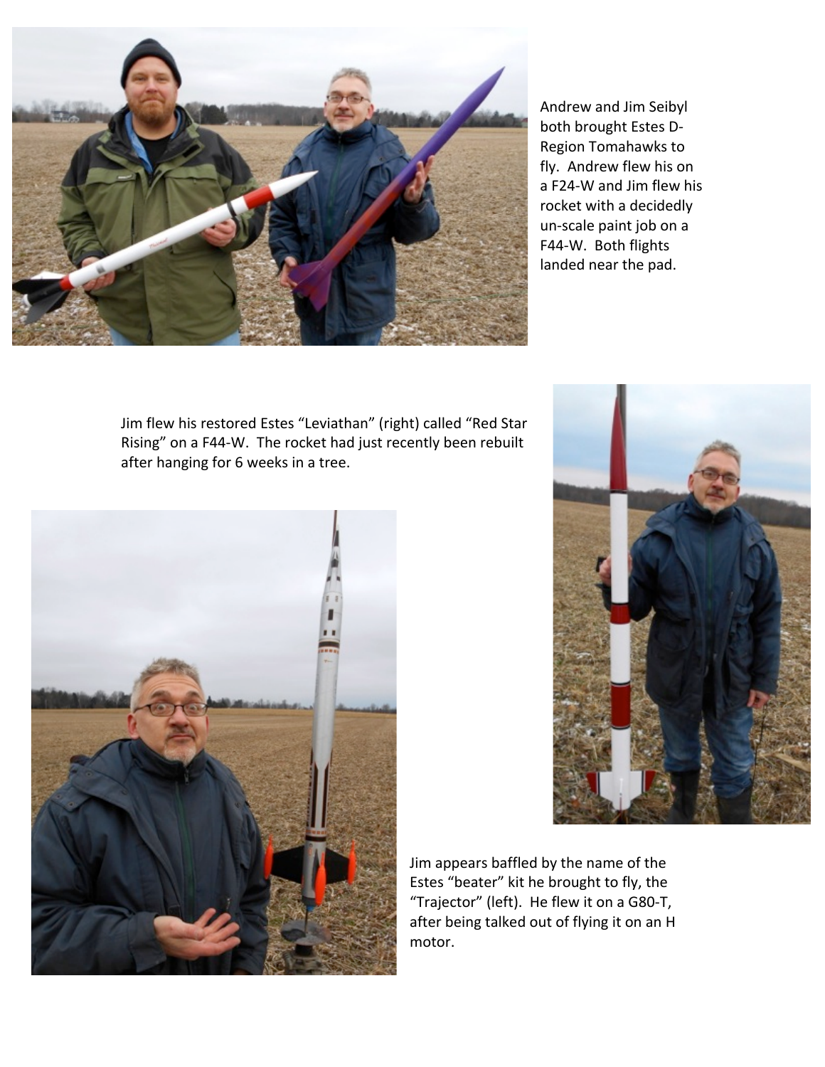Andrew and Jim Seibyl both brought Estes D-Region Tomahawks to fly. Andrew flew his on a F24-W and Jim flew his rocket with a decidedly un-scale paint job on a F44-W. Both flights landed near the pad.

Jim flew his restored Estes "Leviathan" (right) called "Red Star Rising" on a F44-W. The rocket had just recently been rebuilt after hanging for 6 weeks in a tree.

Jim appears baffled by the name of the Estes "beater" kit he brought to fly, the "Trajector" (left). He flew it on a G80-T, after being talked out of flying it on an H motor.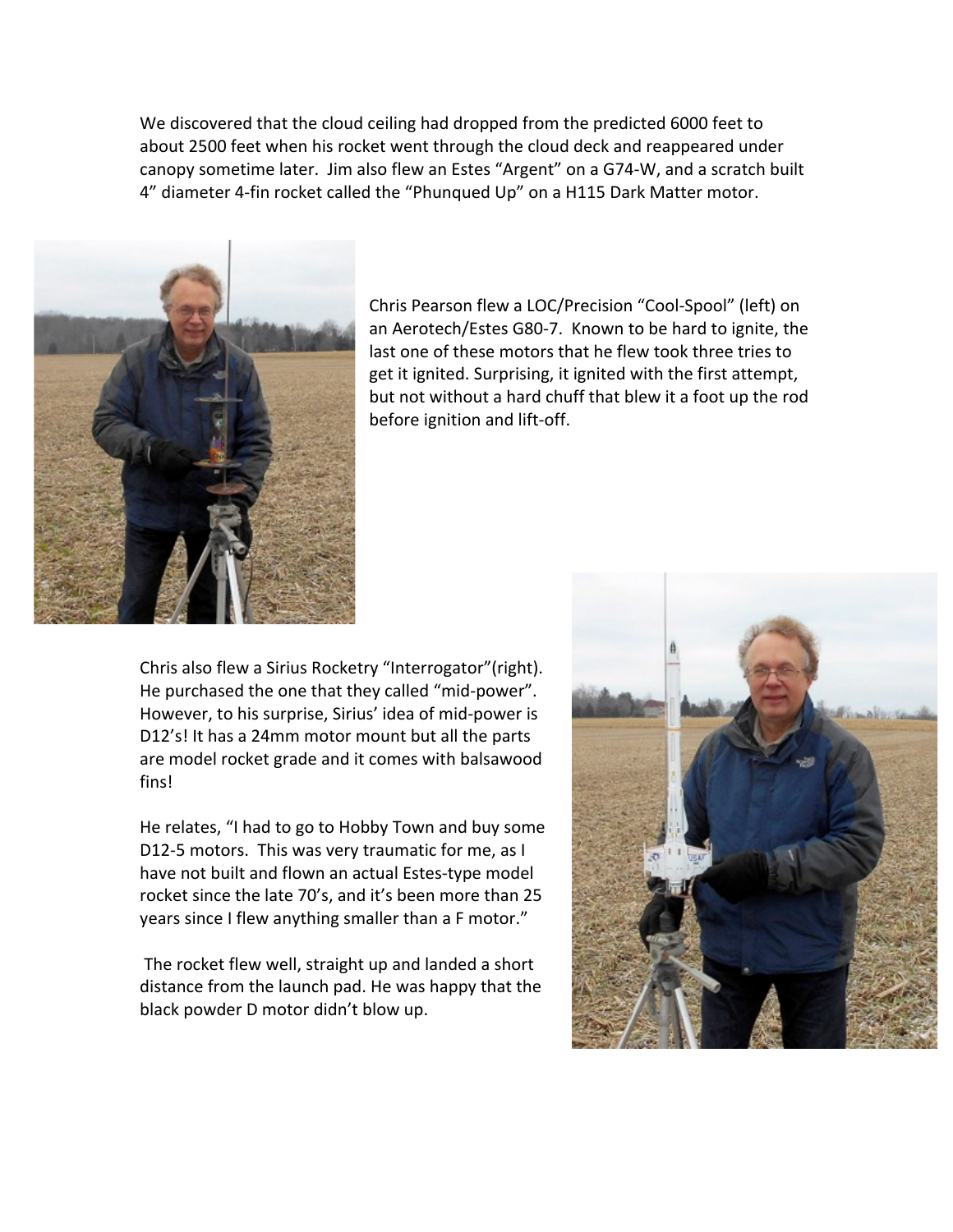We discovered that the cloud ceiling had dropped from the predicted 6000 feet to about 2500 feet when his rocket went through the cloud deck and reappeared under canopy sometime later. Jim also flew an Estes "Argent" on a G74-W, and a scratch built 4" diameter 4-fin rocket called the "Phunqued Up" on a H115 Dark Matter motor.

Chris Pearson flew a LOC/Precision "Cool-Spool" (left) on an Aerotech/Estes G80-7. Known to be hard to ignite, the last one of these motors that he flew took three tries to get it ignited. Surprising, it ignited with the first attempt, but not without a hard chuff that blew it a foot up the rod before ignition and lift-off.

Chris also flew a Sirius Rocketry "Interrogator"(right). He purchased the one that they called "mid-power". However, to his surprise, Sirius' idea of mid-power is D12's! It has a 24mm motor mount but all the parts are model rocket grade and it comes with balsawood fins!

He relates, "I had to go to Hobby Town and buy some D12-5 motors. This was very traumatic for me, as I have not built and flown an actual Estes-type model rocket since the late 70's, and it's been more than 25 years since I flew anything smaller than a F motor."

The rocket flew well, straight up and landed a short distance from the launch pad. He was happy that the black powder D motor didn't blow up.